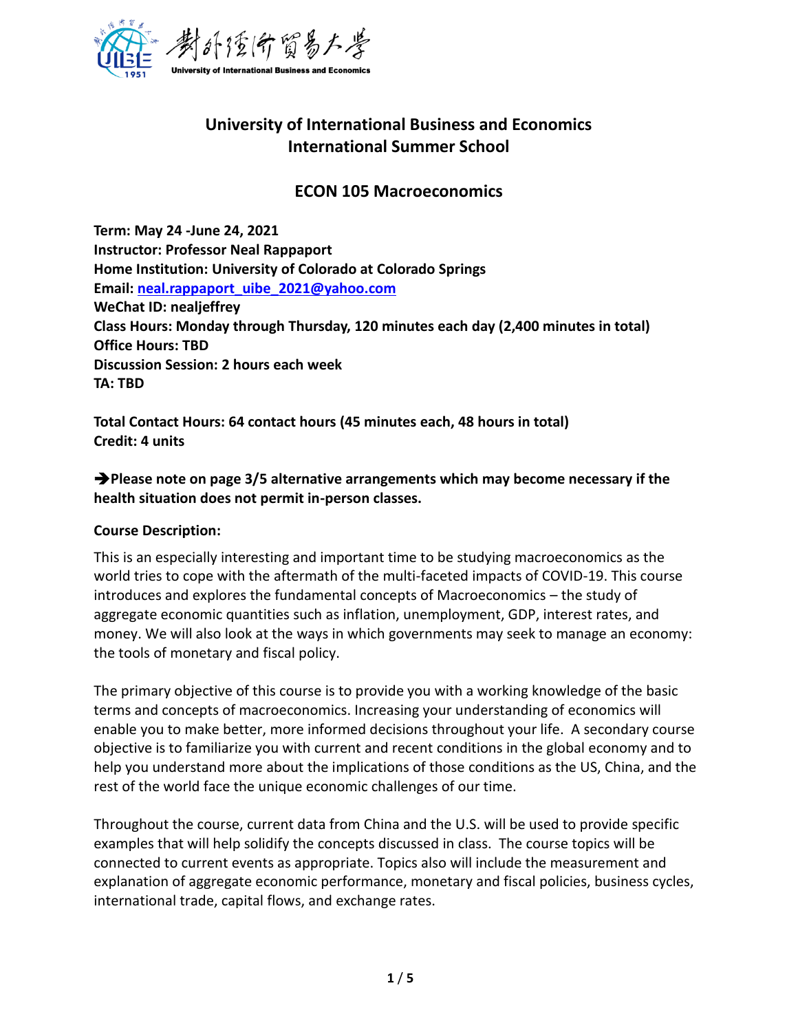# University of International Business and Economics
# International Summer School

## ECON 105 Macroeconomics

**Term: May 24 -June 24, 2021**
**Instructor: Professor Neal Rappaport**
**Home Institution: University of Colorado at Colorado Springs**
**Email: neal.rappaport_uibe_2021@yahoo.com**
**WeChat ID: nealjeffrey**
**Class Hours: Monday through Thursday, 120 minutes each day (2,400 minutes in total)**
**Office Hours: TBD**
**Discussion Session: 2 hours each week**
**TA: TBD**

**Total Contact Hours: 64 contact hours (45 minutes each, 48 hours in total)**
**Credit: 4 units**

**➔Please note on page 3/5 alternative arrangements which may become necessary if the health situation does not permit in-person classes.**

**Course Description:**

This is an especially interesting and important time to be studying macroeconomics as the world tries to cope with the aftermath of the multi-faceted impacts of COVID-19. This course introduces and explores the fundamental concepts of Macroeconomics – the study of aggregate economic quantities such as inflation, unemployment, GDP, interest rates, and money. We will also look at the ways in which governments may seek to manage an economy: the tools of monetary and fiscal policy.

The primary objective of this course is to provide you with a working knowledge of the basic terms and concepts of macroeconomics. Increasing your understanding of economics will enable you to make better, more informed decisions throughout your life. A secondary course objective is to familiarize you with current and recent conditions in the global economy and to help you understand more about the implications of those conditions as the US, China, and the rest of the world face the unique economic challenges of our time.

Throughout the course, current data from China and the U.S. will be used to provide specific examples that will help solidify the concepts discussed in class. The course topics will be connected to current events as appropriate. Topics also will include the measurement and explanation of aggregate economic performance, monetary and fiscal policies, business cycles, international trade, capital flows, and exchange rates.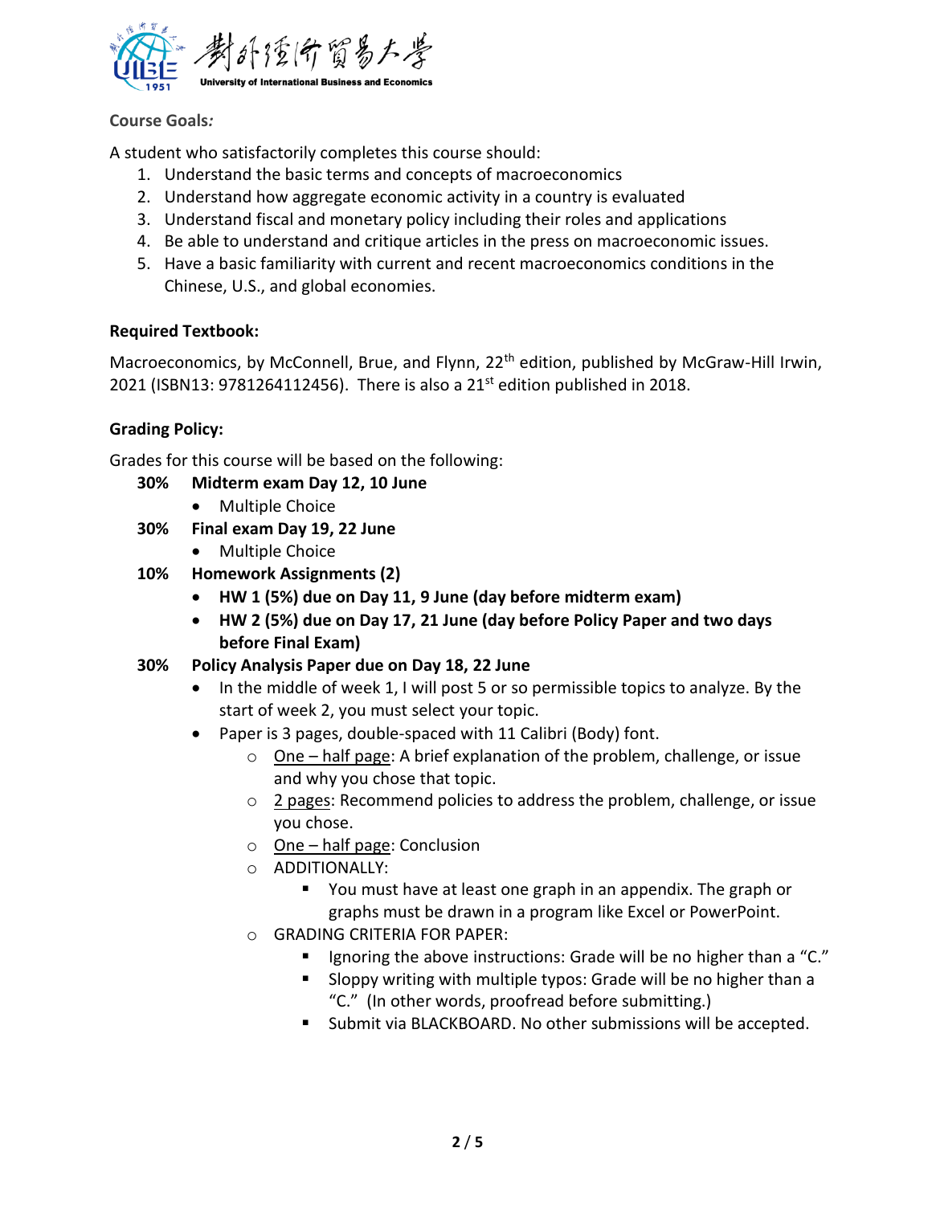**Course Goals*:***

A student who satisfactorily completes this course should:

1. Understand the basic terms and concepts of macroeconomics
2. Understand how aggregate economic activity in a country is evaluated
3. Understand fiscal and monetary policy including their roles and applications
4. Be able to understand and critique articles in the press on macroeconomic issues.
5. Have a basic familiarity with current and recent macroeconomics conditions in the Chinese, U.S., and global economies.

**Required Textbook:**

Macroeconomics, by McConnell, Brue, and Flynn, 22nd edition, published by McGraw-Hill Irwin, 2021 (ISBN13: 9781264112456). There is also a 21st edition published in 2018.

**Grading Policy:**

Grades for this course will be based on the following:

- **30% Midterm exam Day 12, 10 June**
  - Multiple Choice
- **30% Final exam Day 19, 22 June**
  - Multiple Choice
- **10% Homework Assignments (2)**
  - **HW 1 (5%) due on Day 11, 9 June (day before midterm exam)**
  - **HW 2 (5%) due on Day 17, 21 June (day before Policy Paper and two days before Final Exam)**
- **30% Policy Analysis Paper due on Day 18, 22 June**
  - In the middle of week 1, I will post 5 or so permissible topics to analyze. By the start of week 2, you must select your topic.
  - Paper is 3 pages, double-spaced with 11 Calibri (Body) font.
    - <u>One – half page</u>: A brief explanation of the problem, challenge, or issue and why you chose that topic.
    - <u>2 pages</u>: Recommend policies to address the problem, challenge, or issue you chose.
    - <u>One – half page</u>: Conclusion
    - ADDITIONALLY:
      - You must have at least one graph in an appendix. The graph or graphs must be drawn in a program like Excel or PowerPoint.
    - GRADING CRITERIA FOR PAPER:
      - Ignoring the above instructions: Grade will be no higher than a "C."
      - Sloppy writing with multiple typos: Grade will be no higher than a "C." (In other words, proofread before submitting.)
      - Submit via BLACKBOARD. No other submissions will be accepted.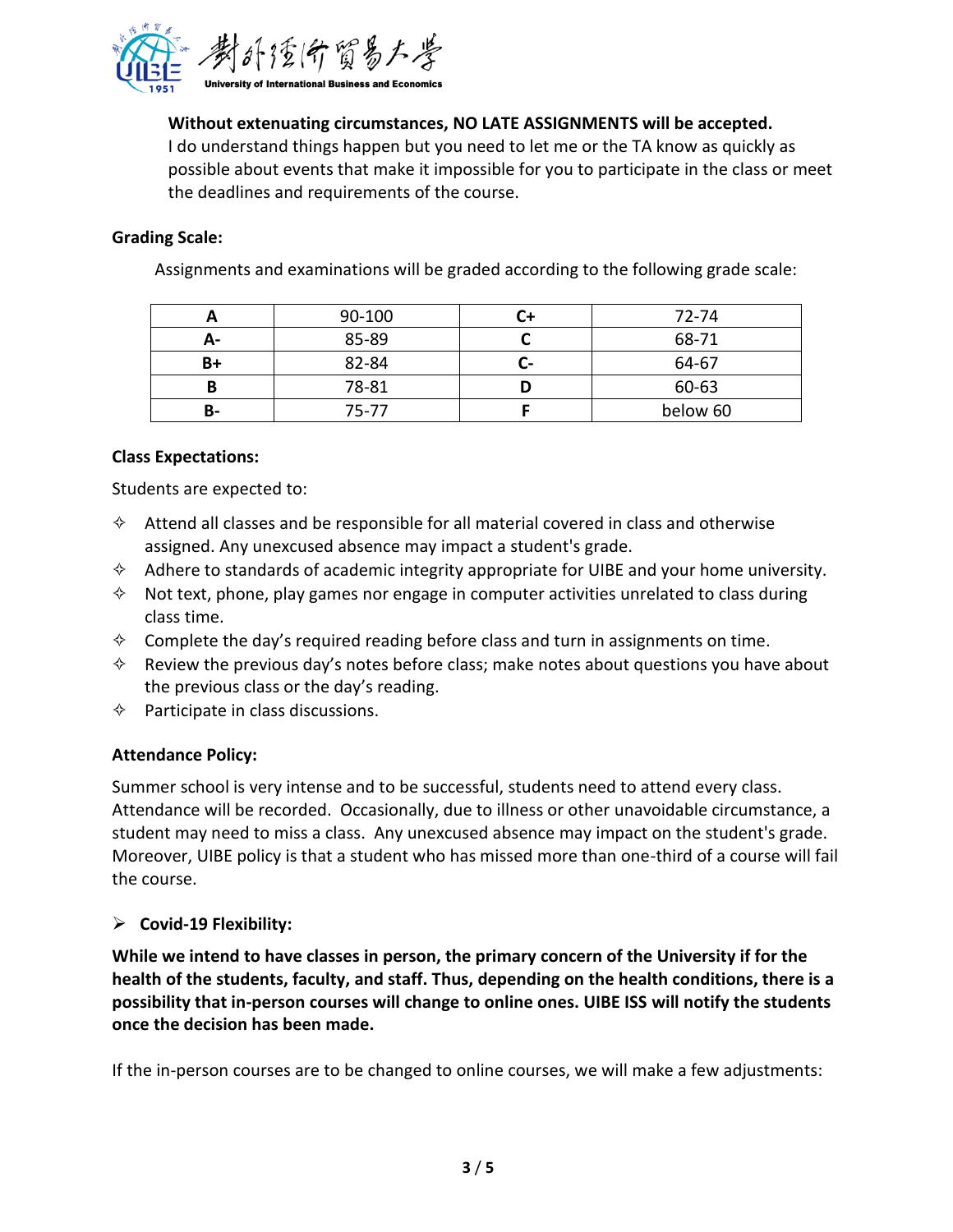**Without extenuating circumstances, NO LATE ASSIGNMENTS will be accepted.**
I do understand things happen but you need to let me or the TA know as quickly as possible about events that make it impossible for you to participate in the class or meet the deadlines and requirements of the course.

**Grading Scale:**

Assignments and examinations will be graded according to the following grade scale:

| A | 90-100 | C+ | 72-74 |
|---|---|---|---|
| A- | 85-89 | C | 68-71 |
| B+ | 82-84 | C- | 64-67 |
| B | 78-81 | D | 60-63 |
| B- | 75-77 | F | below 60 |

**Class Expectations:**

Students are expected to:

- Attend all classes and be responsible for all material covered in class and otherwise assigned. Any unexcused absence may impact a student's grade.
- Adhere to standards of academic integrity appropriate for UIBE and your home university.
- Not text, phone, play games nor engage in computer activities unrelated to class during class time.
- Complete the day's required reading before class and turn in assignments on time.
- Review the previous day's notes before class; make notes about questions you have about the previous class or the day's reading.
- Participate in class discussions.

**Attendance Policy:**

Summer school is very intense and to be successful, students need to attend every class. Attendance will be recorded. Occasionally, due to illness or other unavoidable circumstance, a student may need to miss a class. Any unexcused absence may impact on the student's grade. Moreover, UIBE policy is that a student who has missed more than one-third of a course will fail the course.

- **Covid-19 Flexibility:**

**While we intend to have classes in person, the primary concern of the University if for the health of the students, faculty, and staff. Thus, depending on the health conditions, there is a possibility that in-person courses will change to online ones. UIBE ISS will notify the students once the decision has been made.**

If the in-person courses are to be changed to online courses, we will make a few adjustments: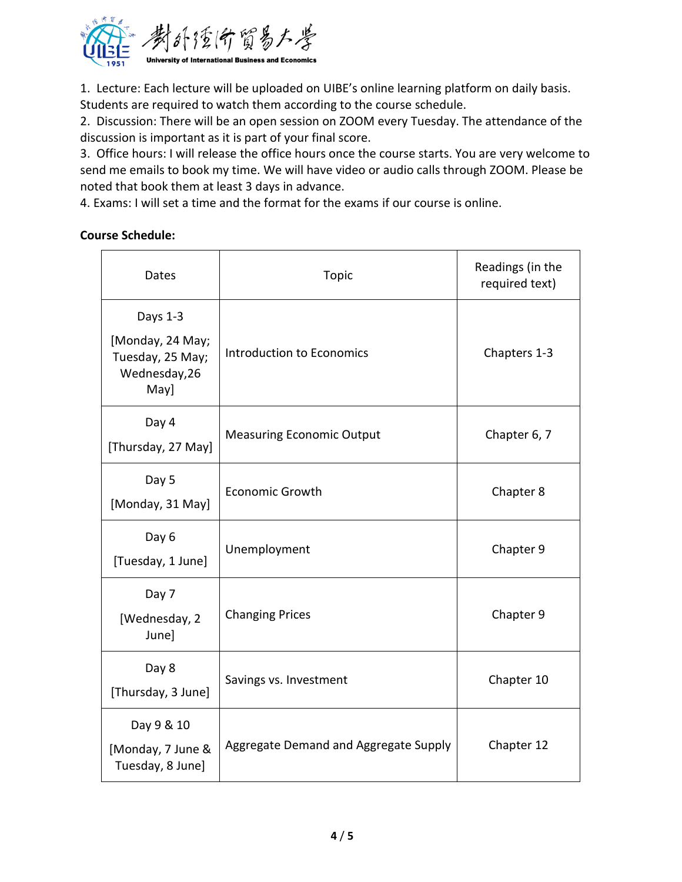1. Lecture: Each lecture will be uploaded on UIBE's online learning platform on daily basis. Students are required to watch them according to the course schedule.
2. Discussion: There will be an open session on ZOOM every Tuesday. The attendance of the discussion is important as it is part of your final score.
3. Office hours: I will release the office hours once the course starts. You are very welcome to send me emails to book my time. We will have video or audio calls through ZOOM. Please be noted that book them at least 3 days in advance.
4. Exams: I will set a time and the format for the exams if our course is online.

**Course Schedule:**

| Dates | Topic | Readings (in the required text) |
|---|---|---|
| Days 1-3<br>[Monday, 24 May; Tuesday, 25 May; Wednesday,26 May] | Introduction to Economics | Chapters 1-3 |
| Day 4<br>[Thursday, 27 May] | Measuring Economic Output | Chapter 6, 7 |
| Day 5<br>[Monday, 31 May] | Economic Growth | Chapter 8 |
| Day 6<br>[Tuesday, 1 June] | Unemployment | Chapter 9 |
| Day 7<br>[Wednesday, 2 June] | Changing Prices | Chapter 9 |
| Day 8<br>[Thursday, 3 June] | Savings vs. Investment | Chapter 10 |
| Day 9 & 10<br>[Monday, 7 June & Tuesday, 8 June] | Aggregate Demand and Aggregate Supply | Chapter 12 |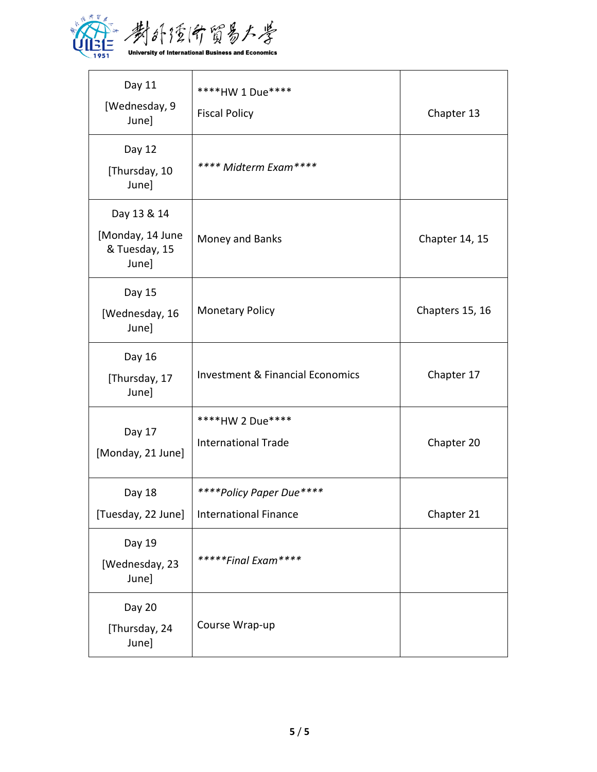| | | |
|---|---|---|
| Day 11<br>[Wednesday, 9 June] | ****HW 1 Due****<br>Fiscal Policy | Chapter 13 |
| Day 12<br>[Thursday, 10 June] | *\*\*\*\* Midterm Exam\*\*\*\** | |
| Day 13 & 14<br>[Monday, 14 June & Tuesday, 15 June] | Money and Banks | Chapter 14, 15 |
| Day 15<br>[Wednesday, 16 June] | Monetary Policy | Chapters 15, 16 |
| Day 16<br>[Thursday, 17 June] | Investment & Financial Economics | Chapter 17 |
| Day 17<br>[Monday, 21 June] | ****HW 2 Due****<br>International Trade | Chapter 20 |
| Day 18<br>[Tuesday, 22 June] | *\*\*\*\*Policy Paper Due\*\*\*\**<br>International Finance | Chapter 21 |
| Day 19<br>[Wednesday, 23 June] | *\*\*\*\*\*Final Exam\*\*\*\** | |
| Day 20<br>[Thursday, 24 June] | Course Wrap-up | |